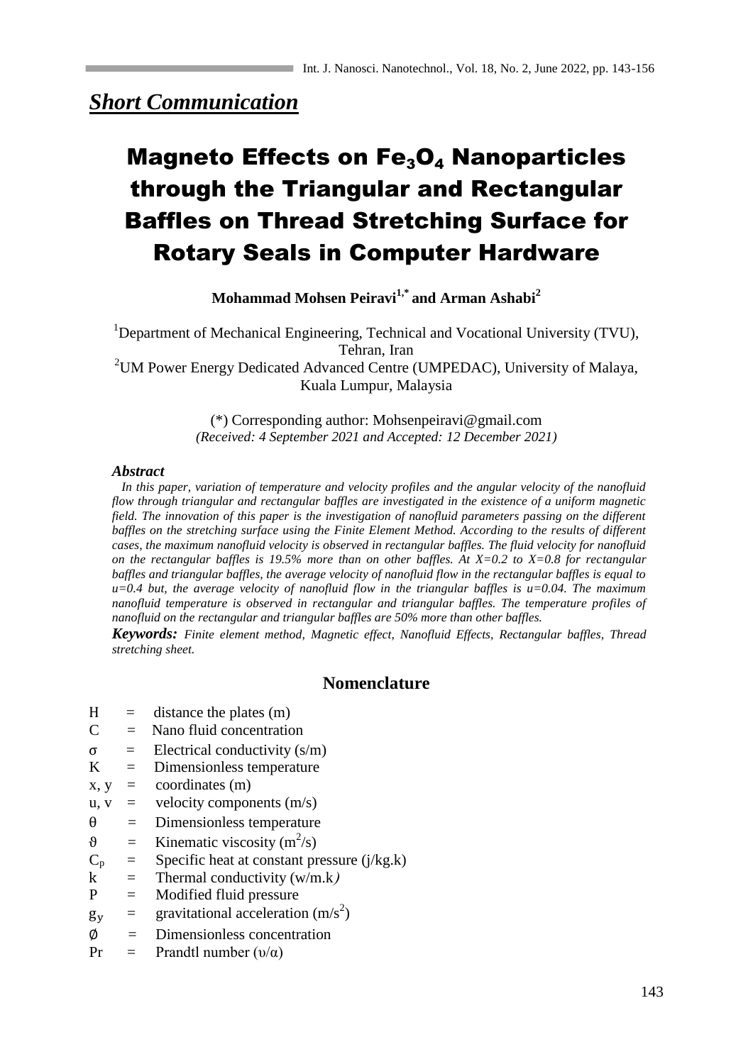## *Short Communication*

# Magneto Effects on $Fe_3O_4$ Nanoparticles through the Triangular and Rectangular Baffles on Thread Stretching Surface for Rotary Seals in Computer Hardware

**Mohammad Mohsen Peiravi[1,*] and Arman Ashabi[2]**

[1]Department of Mechanical Engineering, Technical and Vocational University (TVU), Tehran, Iran

[2]UM Power Energy Dedicated Advanced Centre (UMPEDAC), University of Malaya, Kuala Lumpur, Malaysia

(*) Corresponding author: Mohsenpeiravi@gmail.com

*(Received: 4 September 2021 and Accepted: 12 December 2021)*

### *Abstract*

*In this paper, variation of temperature and velocity profiles and the angular velocity of the nanofluid flow through triangular and rectangular baffles are investigated in the existence of a uniform magnetic field. The innovation of this paper is the investigation of nanofluid parameters passing on the different baffles on the stretching surface using the Finite Element Method. According to the results of different cases, the maximum nanofluid velocity is observed in rectangular baffles. The fluid velocity for nanofluid on the rectangular baffles is 19.5% more than on other baffles. At X=0.2 to X=0.8 for rectangular baffles and triangular baffles, the average velocity of nanofluid flow in the rectangular baffles is equal to u=0.4 but, the average velocity of nanofluid flow in the triangular baffles is u=0.04. The maximum nanofluid temperature is observed in rectangular and triangular baffles. The temperature profiles of nanofluid on the rectangular and triangular baffles are 50% more than other baffles.*

***Keywords:*** *Finite element method, Magnetic effect, Nanofluid Effects, Rectangular baffles, Thread stretching sheet.*

## Nomenclature

| | | |
|---|---|---|
| H | = | distance the plates (m) |
| C | = | Nano fluid concentration |
| $\sigma$ | = | Electrical conductivity (s/m) |
| K | = | Dimensionless temperature |
| x, y | = | coordinates (m) |
| u, v | = | velocity components (m/s) |
| $\theta$ | = | Dimensionless temperature |
| $\vartheta$ | = | Kinematic viscosity ($m^2/s$) |
| $C_p$ | = | Specific heat at constant pressure (j/kg.k) |
| k | = | Thermal conductivity (w/m.k) |
| P | = | Modified fluid pressure |
| $g_y$ | = | gravitational acceleration ($m/s^2$) |
| $\emptyset$ | = | Dimensionless concentration |
| Pr | = | Prandtl number ($\upsilon/\alpha$) |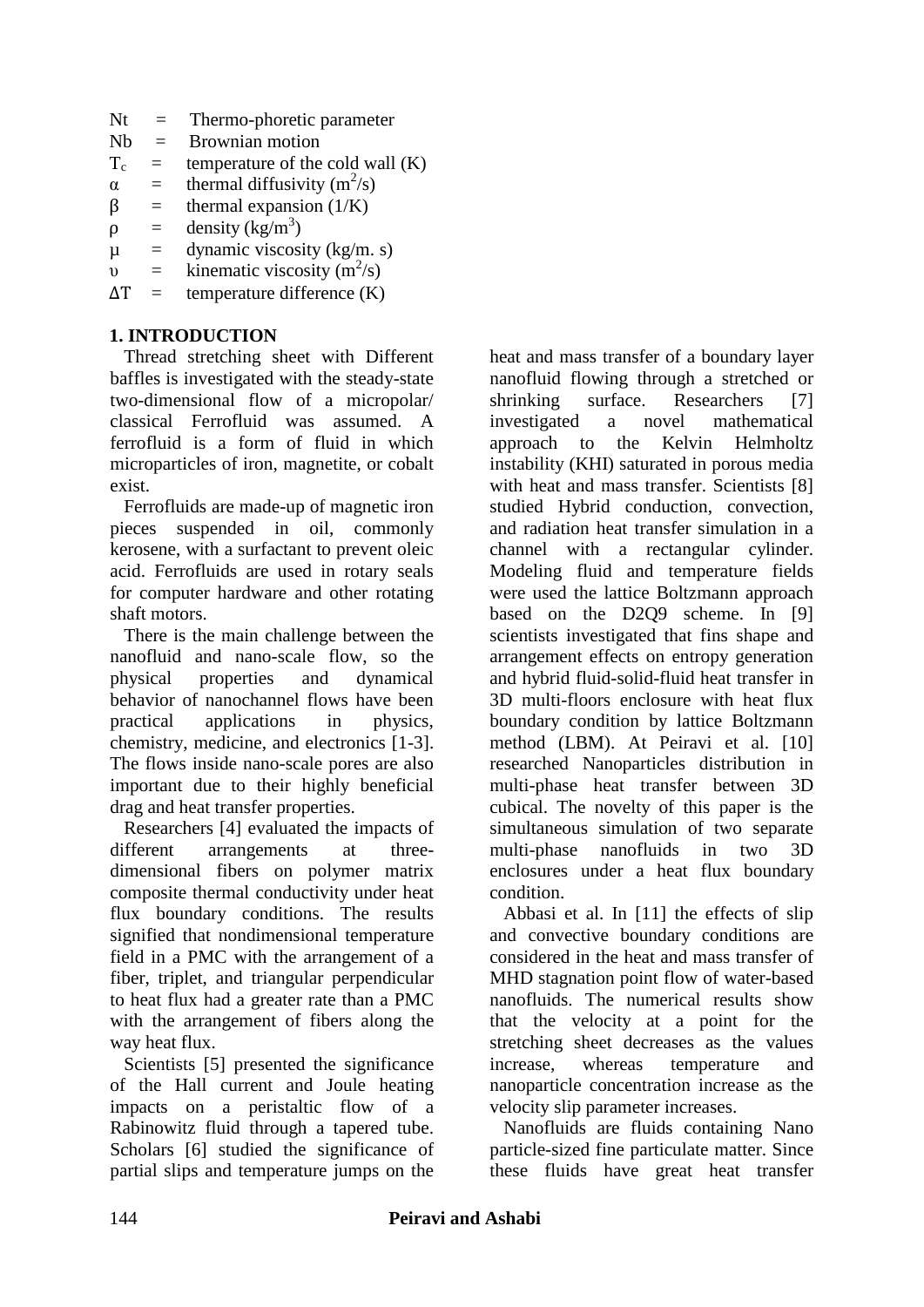Nt = Thermo-phoretic parameter
Nb = Brownian motion
$T_c$ = temperature of the cold wall (K)
α = thermal diffusivity ($m^2/s$)
β = thermal expansion (1/K)
ρ = density ($kg/m^3$)
μ = dynamic viscosity (kg/m. s)
υ = kinematic viscosity ($m^2/s$)
ΔT = temperature difference (K)

## 1. INTRODUCTION

Thread stretching sheet with Different baffles is investigated with the steady-state two-dimensional flow of a micropolar/ classical Ferrofluid was assumed. A ferrofluid is a form of fluid in which microparticles of iron, magnetite, or cobalt exist.

Ferrofluids are made-up of magnetic iron pieces suspended in oil, commonly kerosene, with a surfactant to prevent oleic acid. Ferrofluids are used in rotary seals for computer hardware and other rotating shaft motors.

There is the main challenge between the nanofluid and nano-scale flow, so the physical properties and dynamical behavior of nanochannel flows have been practical applications in physics, chemistry, medicine, and electronics [1-3]. The flows inside nano-scale pores are also important due to their highly beneficial drag and heat transfer properties.

Researchers [4] evaluated the impacts of different arrangements at three-dimensional fibers on polymer matrix composite thermal conductivity under heat flux boundary conditions. The results signified that nondimensional temperature field in a PMC with the arrangement of a fiber, triplet, and triangular perpendicular to heat flux had a greater rate than a PMC with the arrangement of fibers along the way heat flux.

Scientists [5] presented the significance of the Hall current and Joule heating impacts on a peristaltic flow of a Rabinowitz fluid through a tapered tube. Scholars [6] studied the significance of partial slips and temperature jumps on the heat and mass transfer of a boundary layer nanofluid flowing through a stretched or shrinking surface. Researchers [7] investigated a novel mathematical approach to the Kelvin Helmholtz instability (KHI) saturated in porous media with heat and mass transfer. Scientists [8] studied Hybrid conduction, convection, and radiation heat transfer simulation in a channel with a rectangular cylinder. Modeling fluid and temperature fields were used the lattice Boltzmann approach based on the D2Q9 scheme. In [9] scientists investigated that fins shape and arrangement effects on entropy generation and hybrid fluid-solid-fluid heat transfer in 3D multi-floors enclosure with heat flux boundary condition by lattice Boltzmann method (LBM). At Peiravi et al. [10] researched Nanoparticles distribution in multi-phase heat transfer between 3D cubical. The novelty of this paper is the simultaneous simulation of two separate multi-phase nanofluids in two 3D enclosures under a heat flux boundary condition.

Abbasi et al. In [11] the effects of slip and convective boundary conditions are considered in the heat and mass transfer of MHD stagnation point flow of water-based nanofluids. The numerical results show that the velocity at a point for the stretching sheet decreases as the values increase, whereas temperature and nanoparticle concentration increase as the velocity slip parameter increases.

Nanofluids are fluids containing Nano particle-sized fine particulate matter. Since these fluids have great heat transfer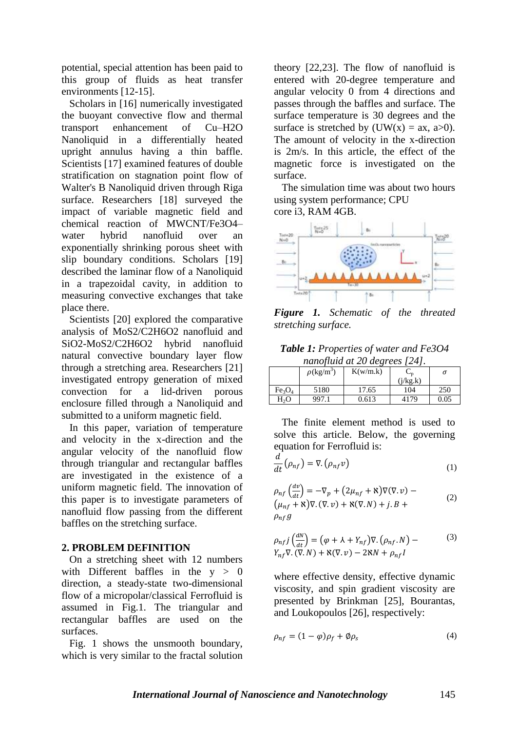potential, special attention has been paid to this group of fluids as heat transfer environments [12-15].

Scholars in [16] numerically investigated the buoyant convective flow and thermal transport enhancement of Cu–H2O Nanoliquid in a differentially heated upright annulus having a thin baffle. Scientists [17] examined features of double stratification on stagnation point flow of Walter's B Nanoliquid driven through Riga surface. Researchers [18] surveyed the impact of variable magnetic field and chemical reaction of MWCNT/Fe3O4–water hybrid nanofluid over an exponentially shrinking porous sheet with slip boundary conditions. Scholars [19] described the laminar flow of a Nanoliquid in a trapezoidal cavity, in addition to measuring convective exchanges that take place there.

Scientists [20] explored the comparative analysis of MoS2/C2H6O2 nanofluid and SiO2-MoS2/C2H6O2 hybrid nanofluid natural convective boundary layer flow through a stretching area. Researchers [21] investigated entropy generation of mixed convection for a lid-driven porous enclosure filled through a Nanoliquid and submitted to a uniform magnetic field.

In this paper, variation of temperature and velocity in the x-direction and the angular velocity of the nanofluid flow through triangular and rectangular baffles are investigated in the existence of a uniform magnetic field. The innovation of this paper is to investigate parameters of nanofluid flow passing from the different baffles on the stretching surface.

## 2. PROBLEM DEFINITION

On a stretching sheet with 12 numbers with Different baffles in the $y > 0$ direction, a steady-state two-dimensional flow of a micropolar/classical Ferrofluid is assumed in Fig.1. The triangular and rectangular baffles are used on the surfaces.

Fig. 1 shows the unsmooth boundary, which is very similar to the fractal solution theory [22,23]. The flow of nanofluid is entered with 20-degree temperature and angular velocity 0 from 4 directions and passes through the baffles and surface. The surface temperature is 30 degrees and the surface is stretched by ($U_W(x) = ax$, $a>0$). The amount of velocity in the x-direction is 2m/s. In this article, the effect of the magnetic force is investigated on the surface.

The simulation time was about two hours using system performance; CPU core i3, RAM 4GB.

***Figure 1.*** *Schematic of the threated stretching surface.*

***Table 1:*** *Properties of water and Fe3O4 nanofluid at 20 degrees [24].*

| | $\rho$(kg/m$^3$) | K(w/m.k) | $C_p$ (j/kg.k) | $\sigma$ |
|---|---|---|---|---|
| $Fe_3O_4$ | 5180 | 17.65 | 104 | 250 |
| $H_2O$ | 997.1 | 0.613 | 4179 | 0.05 |

The finite element method is used to solve this article. Below, the governing equation for Ferrofluid is:

$$\frac{d}{dt}(\rho_{nf}) = \nabla.(\rho_{nf}v) \tag{1}$$

$$\rho_{nf}\left(\frac{dv}{dt}\right) = -\nabla_p + (2\mu_{nf} + \aleph)\nabla(\nabla.v) - (\mu_{nf} + \aleph)\nabla.(\nabla.v) + \aleph(\nabla.N) + j.B + \rho_{nf}g \tag{2}$$

$$\rho_{nf}j\left(\frac{dN}{dt}\right) = (\varphi + \lambda + Y_{nf})\nabla.(\rho_{nf}.N) - Y_{nf}\nabla.(\nabla.N) + \aleph(\nabla.v) - 2\aleph N + \rho_{nf}I \tag{3}$$

where effective density, effective dynamic viscosity, and spin gradient viscosity are presented by Brinkman [25], Bourantas, and Loukopoulos [26], respectively:

$$\rho_{nf} = (1-\varphi)\rho_f + \emptyset\rho_s \tag{4}$$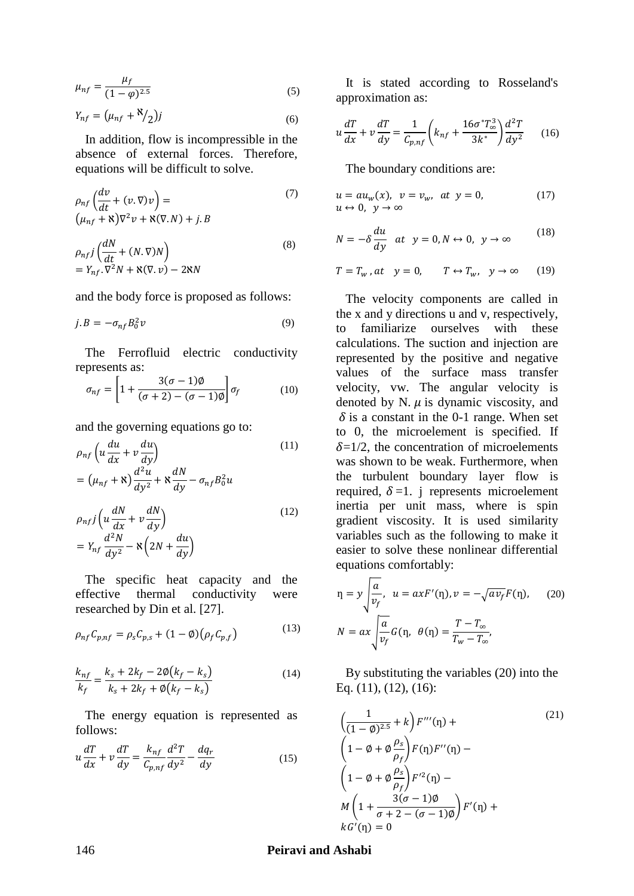$$\mu_{nf} = \frac{\mu_f}{(1-\varphi)^{2.5}} \tag{5}$$

$$Y_{nf} = \left(\mu_{nf} + {}^{\aleph}\!/_{2}\right) j \tag{6}$$

In addition, flow is incompressible in the absence of external forces. Therefore, equations will be difficult to solve.

$$\rho_{nf}\left(\frac{dv}{dt} + (v.\nabla)v\right) = \left(\mu_{nf} + \aleph\right)\nabla^2 v + \aleph(\nabla.N) + j.B \tag{7}$$

$$\rho_{nf} j\left(\frac{dN}{dt} + (N.\nabla)N\right) = Y_{nf}.\nabla^2 N + \aleph(\nabla.v) - 2\aleph N \tag{8}$$

and the body force is proposed as follows:

$$j.B = -\sigma_{nf} B_0^2 v \tag{9}$$

The Ferrofluid electric conductivity represents as:

$$\sigma_{nf} = \left[1 + \frac{3(\sigma-1)\emptyset}{(\sigma+2)-(\sigma-1)\emptyset}\right]\sigma_f \tag{10}$$

and the governing equations go to:

$$\rho_{nf}\left(u\frac{du}{dx} + v\frac{du}{dy}\right) = \left(\mu_{nf} + \aleph\right)\frac{d^2u}{dy^2} + \aleph\frac{dN}{dy} - \sigma_{nf}B_0^2 u \tag{11}$$

$$\rho_{nf} j\left(u\frac{dN}{dx} + v\frac{dN}{dy}\right) = Y_{nf}\frac{d^2N}{dy^2} - \aleph\left(2N + \frac{du}{dy}\right) \tag{12}$$

The specific heat capacity and the effective thermal conductivity were researched by Din et al. [27].

$$\rho_{nf}C_{p,nf} = \rho_s C_{p,s} + (1-\emptyset)\left(\rho_f C_{p,f}\right) \tag{13}$$

$$\frac{k_{nf}}{k_f} = \frac{k_s + 2k_f - 2\emptyset\left(k_f - k_s\right)}{k_s + 2k_f + \emptyset\left(k_f - k_s\right)} \tag{14}$$

The energy equation is represented as follows:

$$u\frac{dT}{dx} + v\frac{dT}{dy} = \frac{k_{nf}}{C_{p,nf}}\frac{d^2T}{dy^2} - \frac{dq_r}{dy} \tag{15}$$

It is stated according to Rosseland's approximation as:

$$u\frac{dT}{dx} + v\frac{dT}{dy} = \frac{1}{C_{p,nf}}\left(k_{nf} + \frac{16\sigma^* T_\infty^3}{3k^*}\right)\frac{d^2T}{dy^2} \tag{16}$$

The boundary conditions are:

$$u = au_w(x),\ \ v = v_w,\ \ at\ \ y = 0,\qquad u \leftrightarrow 0,\ \ y \to \infty \tag{17}$$

$$N = -\delta\frac{du}{dy}\quad at\quad y = 0, N \leftrightarrow 0,\ \ y \to \infty \tag{18}$$

$$T = T_w\,,\ at\quad y = 0,\qquad T \leftrightarrow T_w,\quad y \to \infty \tag{19}$$

The velocity components are called in the x and y directions u and v, respectively, to familiarize ourselves with these calculations. The suction and injection are represented by the positive and negative values of the surface mass transfer velocity, vw. The angular velocity is denoted by N. $\mu$ is dynamic viscosity, and $\delta$ is a constant in the 0-1 range. When set to 0, the microelement is specified. If $\delta$=1/2, the concentration of microelements was shown to be weak. Furthermore, when the turbulent boundary layer flow is required, $\delta$ =1. j represents microelement inertia per unit mass, where is spin gradient viscosity. It is used similarity variables such as the following to make it easier to solve these nonlinear differential equations comfortably:

$$\eta = y\sqrt{\frac{a}{v_f}},\ \ u = axF'(\eta), v = -\sqrt{av_f}F(\eta),\qquad N = ax\sqrt{\frac{a}{v_f}}G(\eta,\ \ \theta(\eta) = \frac{T - T_\infty}{T_w - T_\infty}, \tag{20}$$

By substituting the variables (20) into the Eq. (11), (12), (16):

$$\left(\frac{1}{(1-\emptyset)^{2.5}} + k\right)F'''(\eta) + \left(1 - \emptyset + \emptyset\frac{\rho_s}{\rho_f}\right)F(\eta)F''(\eta) - \left(1 - \emptyset + \emptyset\frac{\rho_s}{\rho_f}\right)F'^2(\eta) - M\left(1 + \frac{3(\sigma-1)\emptyset}{\sigma+2-(\sigma-1)\emptyset}\right)F'(\eta) + kG'(\eta) = 0 \tag{21}$$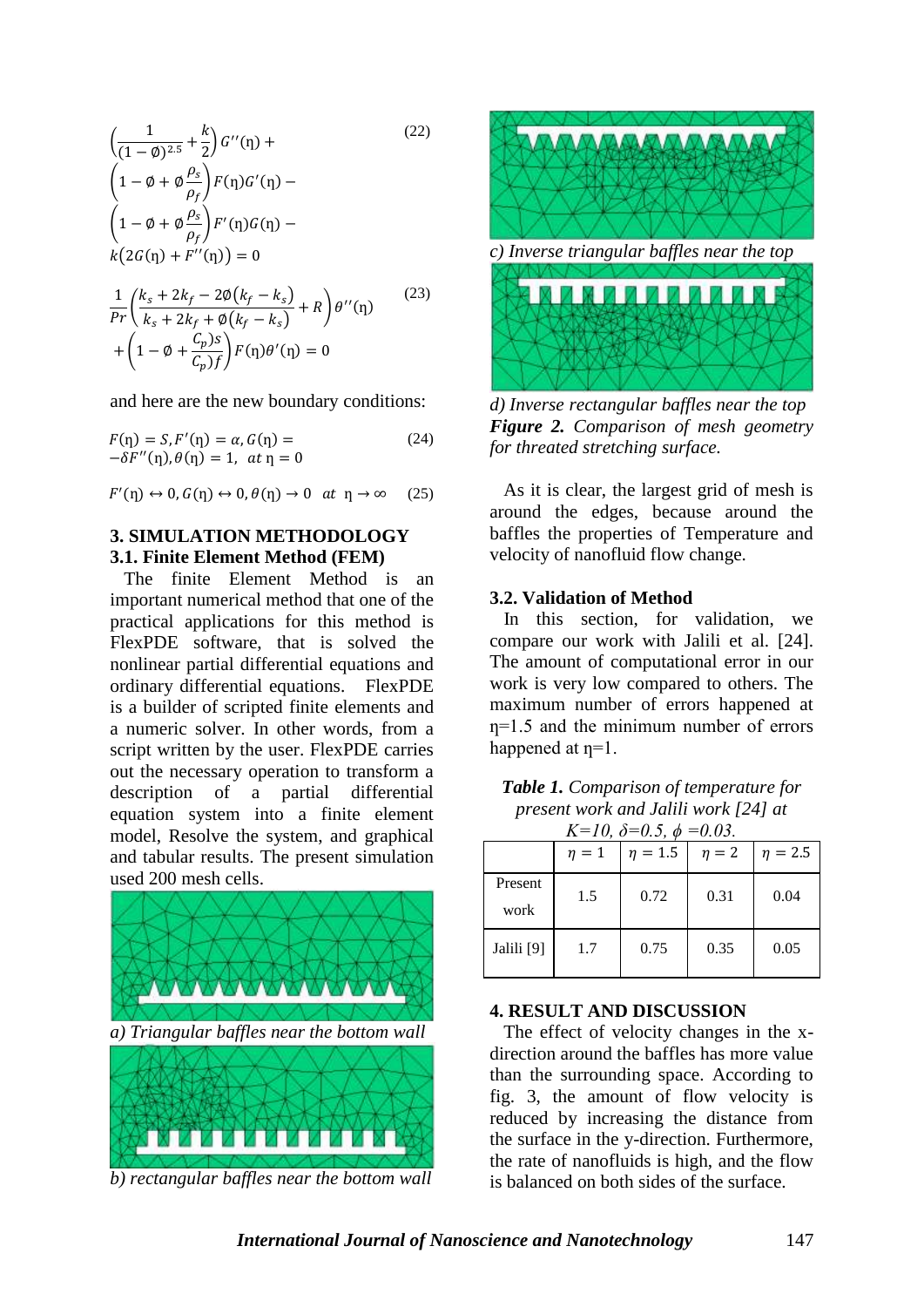$$\left(\frac{1}{(1-\emptyset)^{2.5}}+\frac{k}{2}\right)G''(\eta)+\left(1-\emptyset+\emptyset\frac{\rho_s}{\rho_f}\right)F(\eta)G'(\eta)-\left(1-\emptyset+\emptyset\frac{\rho_s}{\rho_f}\right)F'(\eta)G(\eta)-k\left(2G(\eta)+F''(\eta)\right)=0 \quad (22)$$

$$\frac{1}{Pr}\left(\frac{k_s+2k_f-2\emptyset(k_f-k_s)}{k_s+2k_f+\emptyset(k_f-k_s)}+R\right)\theta''(\eta)+\left(1-\emptyset+\frac{C_p)s}{C_p)f}\right)F(\eta)\theta'(\eta)=0 \quad (23)$$

and here are the new boundary conditions:

$$F(\eta)=S, F'(\eta)=\alpha, G(\eta)=-\delta F''(\eta), \theta(\eta)=1, \ at\ \eta=0 \quad (24)$$

$$F'(\eta)\leftrightarrow 0, G(\eta)\leftrightarrow 0, \theta(\eta)\rightarrow 0 \ \ at\ \ \eta\rightarrow\infty \quad (25)$$

## 3. SIMULATION METHODOLOGY

### 3.1. Finite Element Method (FEM)

The finite Element Method is an important numerical method that one of the practical applications for this method is FlexPDE software, that is solved the nonlinear partial differential equations and ordinary differential equations. FlexPDE is a builder of scripted finite elements and a numeric solver. In other words, from a script written by the user. FlexPDE carries out the necessary operation to transform a description of a partial differential equation system into a finite element model, Resolve the system, and graphical and tabular results. The present simulation used 200 mesh cells.

*a) Triangular baffles near the bottom wall*

*b) rectangular baffles near the bottom wall*

*c) Inverse triangular baffles near the top*

*d) Inverse rectangular baffles near the top*

***Figure 2.*** *Comparison of mesh geometry for threated stretching surface.*

As it is clear, the largest grid of mesh is around the edges, because around the baffles the properties of Temperature and velocity of nanofluid flow change.

### 3.2. Validation of Method

In this section, for validation, we compare our work with Jalili et al. [24]. The amount of computational error in our work is very low compared to others. The maximum number of errors happened at η=1.5 and the minimum number of errors happened at η=1.

***Table 1.*** *Comparison of temperature for present work and Jalili work [24] at $K=10$, $\delta=0.5$, $\phi=0.03$.*

| | $\eta=1$ | $\eta=1.5$ | $\eta=2$ | $\eta=2.5$ |
|---|---|---|---|---|
| Present work | 1.5 | 0.72 | 0.31 | 0.04 |
| Jalili [9] | 1.7 | 0.75 | 0.35 | 0.05 |

## 4. RESULT AND DISCUSSION

The effect of velocity changes in the x-direction around the baffles has more value than the surrounding space. According to fig. 3, the amount of flow velocity is reduced by increasing the distance from the surface in the y-direction. Furthermore, the rate of nanofluids is high, and the flow is balanced on both sides of the surface.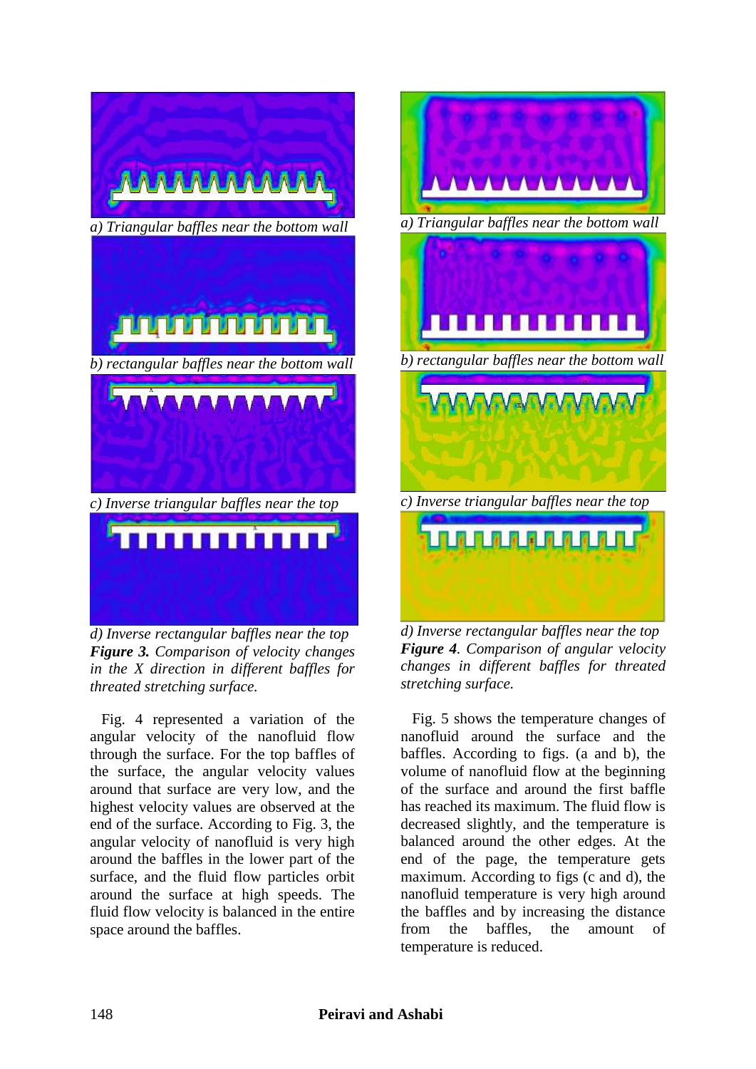a) Triangular baffles near the bottom wall

b) rectangular baffles near the bottom wall

c) Inverse triangular baffles near the top

d) Inverse rectangular baffles near the top

***Figure 3.*** *Comparison of velocity changes in the X direction in different baffles for threated stretching surface.*

Fig. 4 represented a variation of the angular velocity of the nanofluid flow through the surface. For the top baffles of the surface, the angular velocity values around that surface are very low, and the highest velocity values are observed at the end of the surface. According to Fig. 3, the angular velocity of nanofluid is very high around the baffles in the lower part of the surface, and the fluid flow particles orbit around the surface at high speeds. The fluid flow velocity is balanced in the entire space around the baffles.

a) Triangular baffles near the bottom wall

b) rectangular baffles near the bottom wall

c) Inverse triangular baffles near the top

d) Inverse rectangular baffles near the top

***Figure 4.*** *Comparison of angular velocity changes in different baffles for threated stretching surface.*

Fig. 5 shows the temperature changes of nanofluid around the surface and the baffles. According to figs. (a and b), the volume of nanofluid flow at the beginning of the surface and around the first baffle has reached its maximum. The fluid flow is decreased slightly, and the temperature is balanced around the other edges. At the end of the page, the temperature gets maximum. According to figs (c and d), the nanofluid temperature is very high around the baffles and by increasing the distance from the baffles, the amount of temperature is reduced.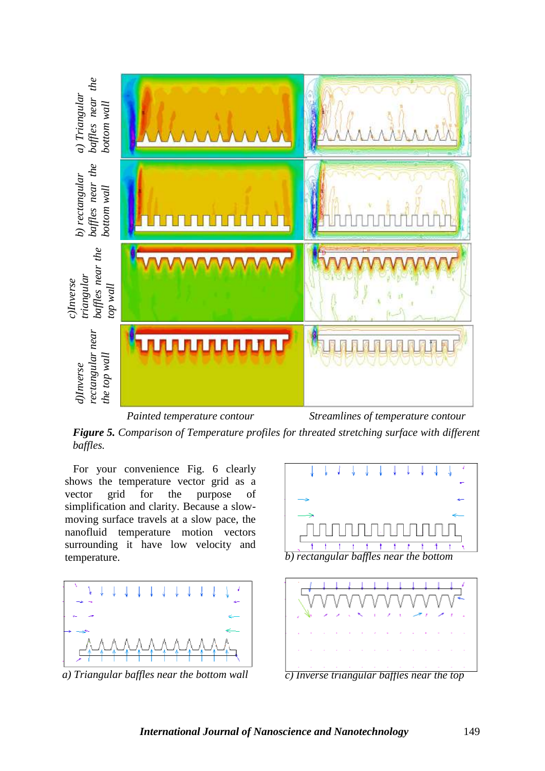*Painted temperature contour* *Streamlines of temperature contour*

***Figure 5.*** *Comparison of Temperature profiles for threated stretching surface with different baffles.*

For your convenience Fig. 6 clearly shows the temperature vector grid as a vector grid for the purpose of simplification and clarity. Because a slow-moving surface travels at a slow pace, the nanofluid temperature motion vectors surrounding it have low velocity and temperature.

*a) Triangular baffles near the bottom wall*

*b) rectangular baffles near the bottom*

*c) Inverse triangular baffles near the top*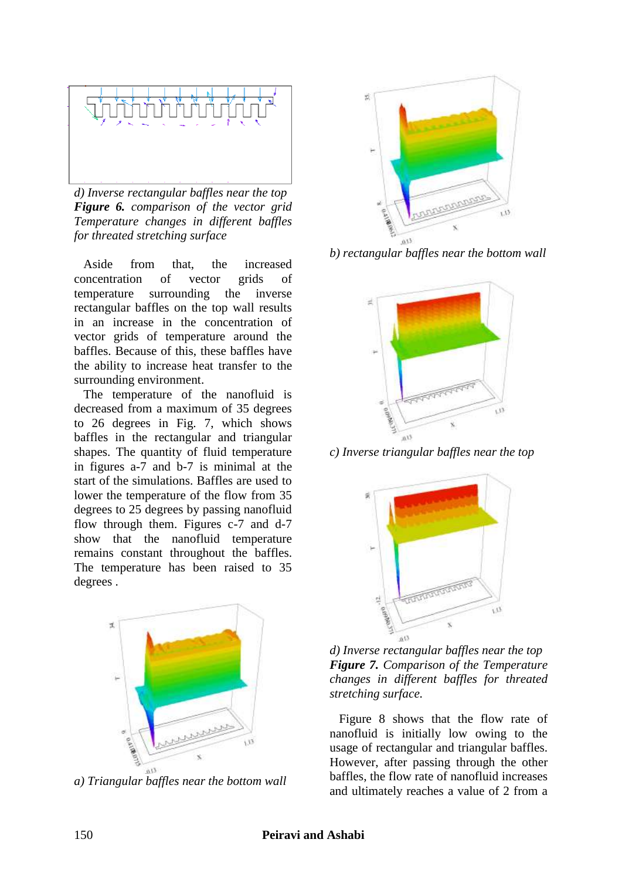*d) Inverse rectangular baffles near the top*

***Figure 6.*** *comparison of the vector grid Temperature changes in different baffles for threated stretching surface*

Aside from that, the increased concentration of vector grids of temperature surrounding the inverse rectangular baffles on the top wall results in an increase in the concentration of vector grids of temperature around the baffles. Because of this, these baffles have the ability to increase heat transfer to the surrounding environment.

The temperature of the nanofluid is decreased from a maximum of 35 degrees to 26 degrees in Fig. 7, which shows baffles in the rectangular and triangular shapes. The quantity of fluid temperature in figures a-7 and b-7 is minimal at the start of the simulations. Baffles are used to lower the temperature of the flow from 35 degrees to 25 degrees by passing nanofluid flow through them. Figures c-7 and d-7 show that the nanofluid temperature remains constant throughout the baffles. The temperature has been raised to 35 degrees .

*a) Triangular baffles near the bottom wall*

*b) rectangular baffles near the bottom wall*

*c) Inverse triangular baffles near the top*

*d) Inverse rectangular baffles near the top*

***Figure 7.*** *Comparison of the Temperature changes in different baffles for threated stretching surface.*

Figure 8 shows that the flow rate of nanofluid is initially low owing to the usage of rectangular and triangular baffles. However, after passing through the other baffles, the flow rate of nanofluid increases and ultimately reaches a value of 2 from a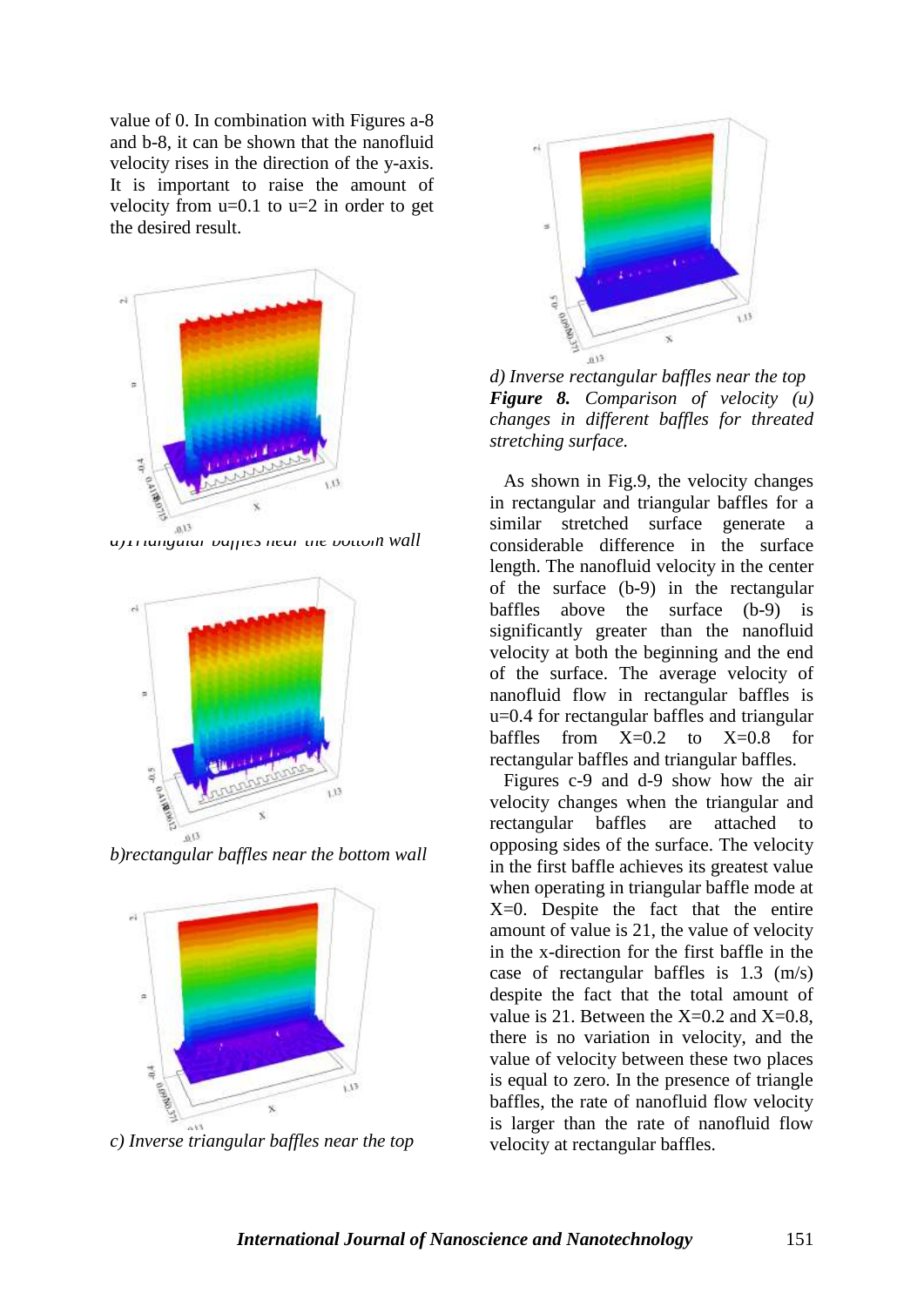value of 0. In combination with Figures a-8 and b-8, it can be shown that the nanofluid velocity rises in the direction of the y-axis. It is important to raise the amount of velocity from u=0.1 to u=2 in order to get the desired result.

*a) Triangular baffles near the bottom wall*

*b) rectangular baffles near the bottom wall*

*c) Inverse triangular baffles near the top*

*d) Inverse rectangular baffles near the top*

***Figure 8.*** *Comparison of velocity (u) changes in different baffles for threated stretching surface.*

As shown in Fig.9, the velocity changes in rectangular and triangular baffles for a similar stretched surface generate a considerable difference in the surface length. The nanofluid velocity in the center of the surface (b-9) in the rectangular baffles above the surface (b-9) is significantly greater than the nanofluid velocity at both the beginning and the end of the surface. The average velocity of nanofluid flow in rectangular baffles is u=0.4 for rectangular baffles and triangular baffles from X=0.2 to X=0.8 for rectangular baffles and triangular baffles.

Figures c-9 and d-9 show how the air velocity changes when the triangular and rectangular baffles are attached to opposing sides of the surface. The velocity in the first baffle achieves its greatest value when operating in triangular baffle mode at X=0. Despite the fact that the entire amount of value is 21, the value of velocity in the x-direction for the first baffle in the case of rectangular baffles is 1.3 (m/s) despite the fact that the total amount of value is 21. Between the X=0.2 and X=0.8, there is no variation in velocity, and the value of velocity between these two places is equal to zero. In the presence of triangle baffles, the rate of nanofluid flow velocity is larger than the rate of nanofluid flow velocity at rectangular baffles.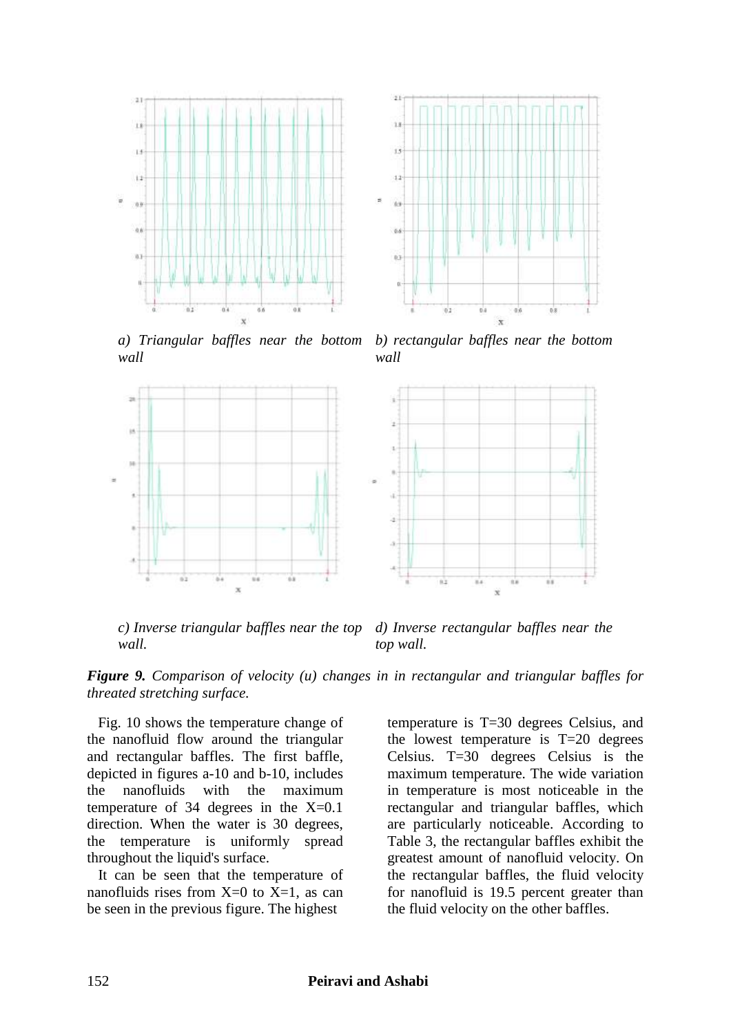a) Triangular baffles near the bottom wall

b) rectangular baffles near the bottom wall

c) Inverse triangular baffles near the top wall.

d) Inverse rectangular baffles near the top wall.

***Figure 9.*** *Comparison of velocity (u) changes in in rectangular and triangular baffles for threated stretching surface.*

Fig. 10 shows the temperature change of the nanofluid flow around the triangular and rectangular baffles. The first baffle, depicted in figures a-10 and b-10, includes the nanofluids with the maximum temperature of 34 degrees in the X=0.1 direction. When the water is 30 degrees, the temperature is uniformly spread throughout the liquid's surface.

It can be seen that the temperature of nanofluids rises from X=0 to X=1, as can be seen in the previous figure. The highest temperature is T=30 degrees Celsius, and the lowest temperature is T=20 degrees Celsius. T=30 degrees Celsius is the maximum temperature. The wide variation in temperature is most noticeable in the rectangular and triangular baffles, which are particularly noticeable. According to Table 3, the rectangular baffles exhibit the greatest amount of nanofluid velocity. On the rectangular baffles, the fluid velocity for nanofluid is 19.5 percent greater than the fluid velocity on the other baffles.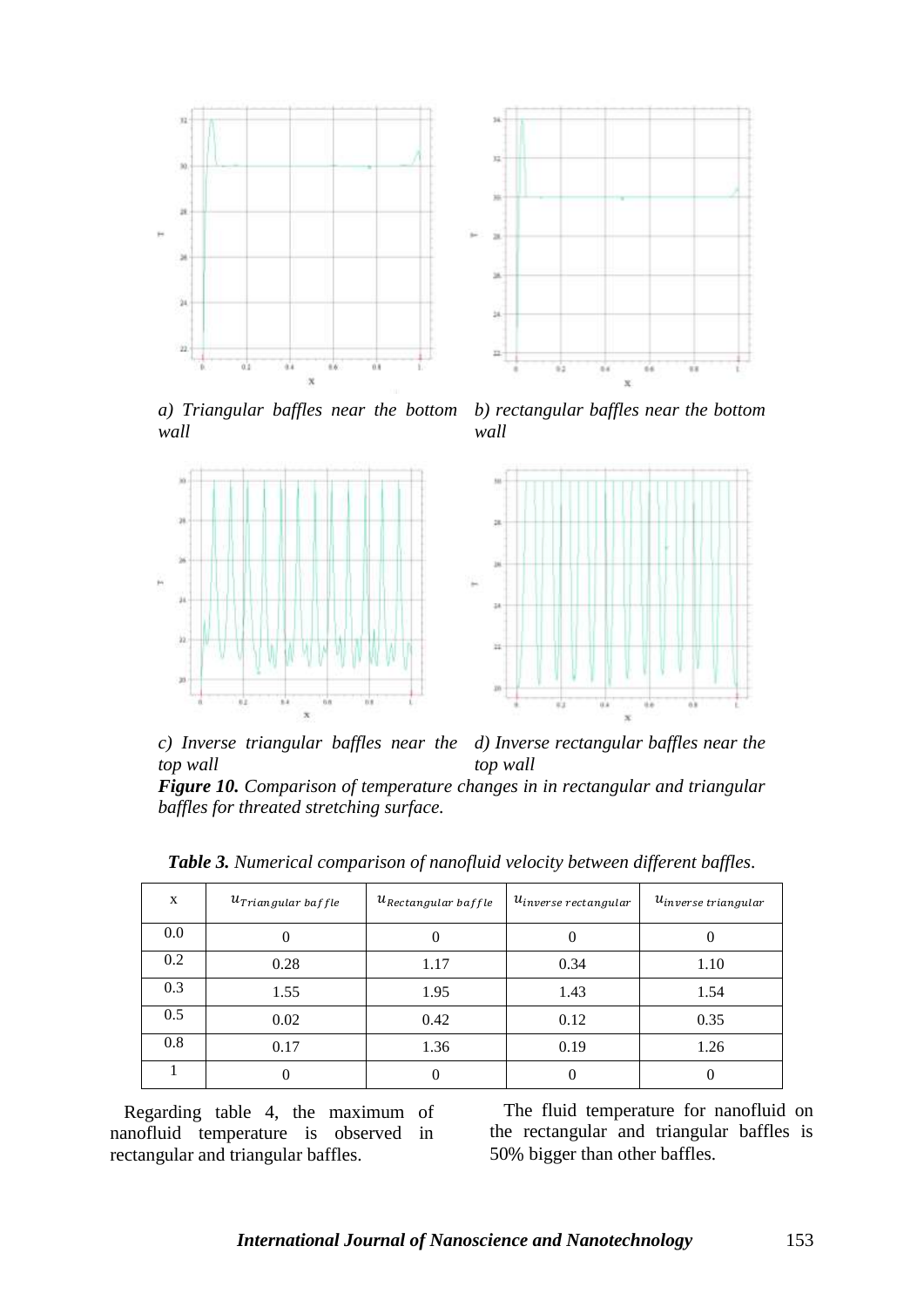*a) Triangular baffles near the bottom wall*

*b) rectangular baffles near the bottom wall*

*c) Inverse triangular baffles near the top wall*

*d) Inverse rectangular baffles near the top wall*

***Figure 10.*** *Comparison of temperature changes in in rectangular and triangular baffles for threated stretching surface.*

***Table 3.*** *Numerical comparison of nanofluid velocity between different baffles.*

| x | $u_{Triangular\ baffle}$ | $u_{Rectangular\ baffle}$ | $u_{inverse\ rectangular}$ | $u_{inverse\ triangular}$ |
|---|---|---|---|---|
| 0.0 | 0 | 0 | 0 | 0 |
| 0.2 | 0.28 | 1.17 | 0.34 | 1.10 |
| 0.3 | 1.55 | 1.95 | 1.43 | 1.54 |
| 0.5 | 0.02 | 0.42 | 0.12 | 0.35 |
| 0.8 | 0.17 | 1.36 | 0.19 | 1.26 |
| 1 | 0 | 0 | 0 | 0 |

Regarding table 4, the maximum of nanofluid temperature is observed in rectangular and triangular baffles.

The fluid temperature for nanofluid on the rectangular and triangular baffles is 50% bigger than other baffles.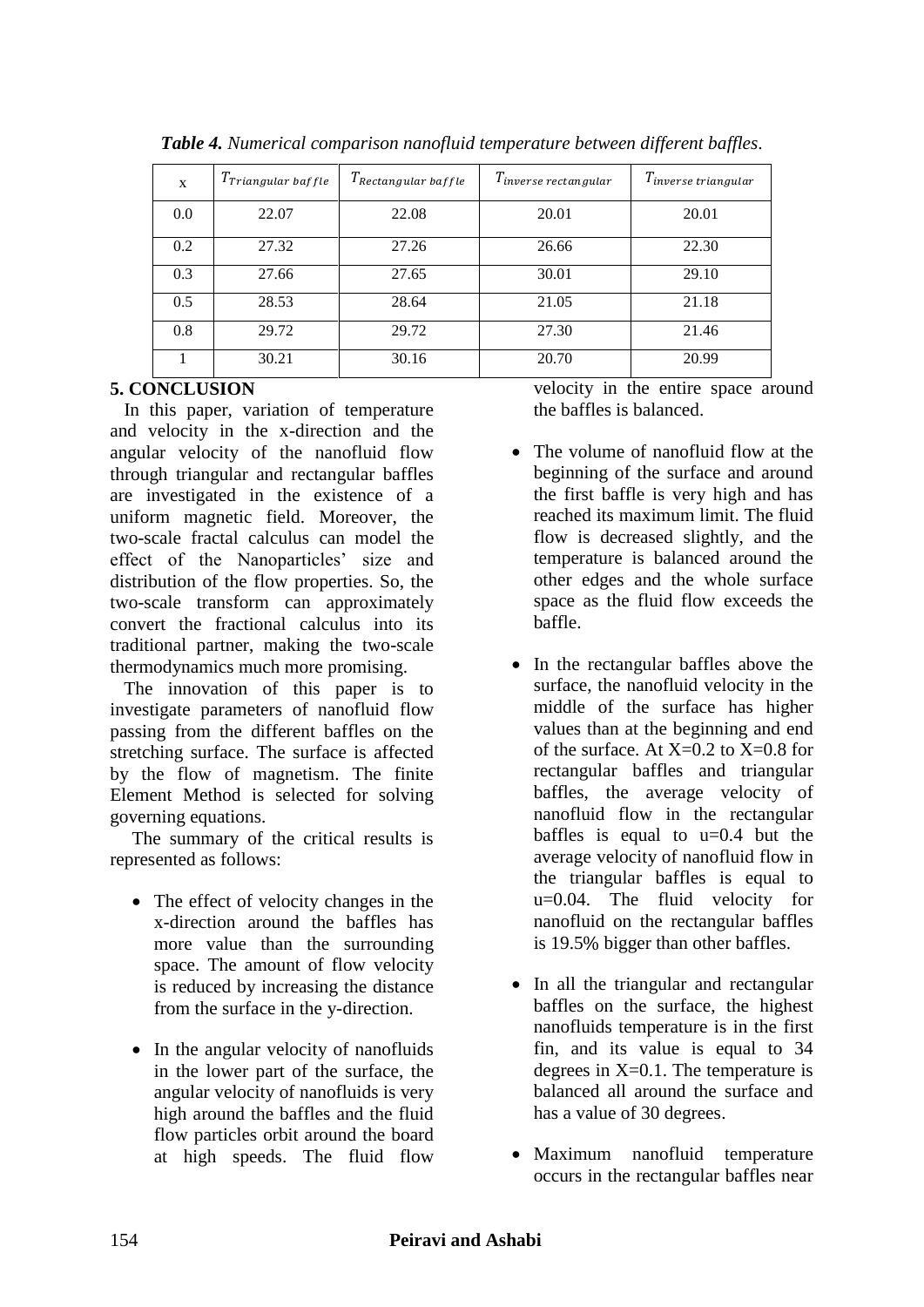***Table 4.*** *Numerical comparison nanofluid temperature between different baffles.*

| x | $T_{Triangular\ baffle}$ | $T_{Rectangular\ baffle}$ | $T_{inverse\ rectangular}$ | $T_{inverse\ triangular}$ |
|---|---|---|---|---|
| 0.0 | 22.07 | 22.08 | 20.01 | 20.01 |
| 0.2 | 27.32 | 27.26 | 26.66 | 22.30 |
| 0.3 | 27.66 | 27.65 | 30.01 | 29.10 |
| 0.5 | 28.53 | 28.64 | 21.05 | 21.18 |
| 0.8 | 29.72 | 29.72 | 27.30 | 21.46 |
| 1 | 30.21 | 30.16 | 20.70 | 20.99 |

## 5. CONCLUSION

In this paper, variation of temperature and velocity in the x-direction and the angular velocity of the nanofluid flow through triangular and rectangular baffles are investigated in the existence of a uniform magnetic field. Moreover, the two-scale fractal calculus can model the effect of the Nanoparticles' size and distribution of the flow properties. So, the two-scale transform can approximately convert the fractional calculus into its traditional partner, making the two-scale thermodynamics much more promising.

The innovation of this paper is to investigate parameters of nanofluid flow passing from the different baffles on the stretching surface. The surface is affected by the flow of magnetism. The finite Element Method is selected for solving governing equations.

The summary of the critical results is represented as follows:

- The effect of velocity changes in the x-direction around the baffles has more value than the surrounding space. The amount of flow velocity is reduced by increasing the distance from the surface in the y-direction.
- In the angular velocity of nanofluids in the lower part of the surface, the angular velocity of nanofluids is very high around the baffles and the fluid flow particles orbit around the board at high speeds. The fluid flow velocity in the entire space around the baffles is balanced.
- The volume of nanofluid flow at the beginning of the surface and around the first baffle is very high and has reached its maximum limit. The fluid flow is decreased slightly, and the temperature is balanced around the other edges and the whole surface space as the fluid flow exceeds the baffle.
- In the rectangular baffles above the surface, the nanofluid velocity in the middle of the surface has higher values than at the beginning and end of the surface. At X=0.2 to X=0.8 for rectangular baffles and triangular baffles, the average velocity of nanofluid flow in the rectangular baffles is equal to u=0.4 but the average velocity of nanofluid flow in the triangular baffles is equal to u=0.04. The fluid velocity for nanofluid on the rectangular baffles is 19.5% bigger than other baffles.
- In all the triangular and rectangular baffles on the surface, the highest nanofluids temperature is in the first fin, and its value is equal to 34 degrees in X=0.1. The temperature is balanced all around the surface and has a value of 30 degrees.
- Maximum nanofluid temperature occurs in the rectangular baffles near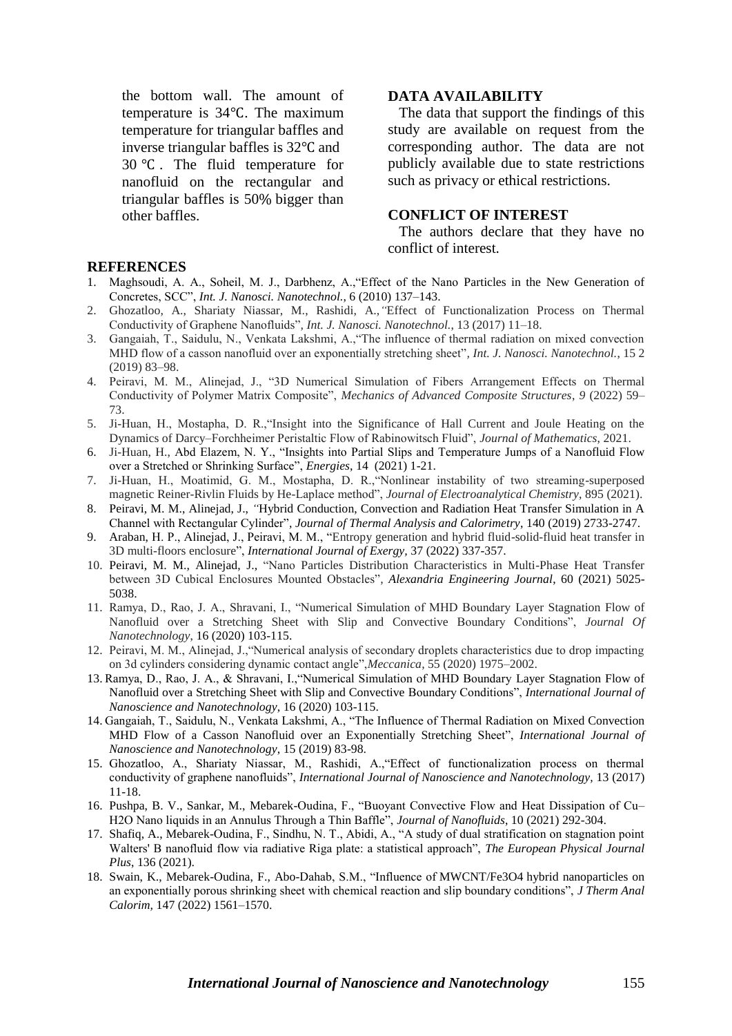the bottom wall. The amount of temperature is 34℃. The maximum temperature for triangular baffles and inverse triangular baffles is 32℃ and 30 ℃. The fluid temperature for nanofluid on the rectangular and triangular baffles is 50% bigger than other baffles.

## DATA AVAILABILITY

The data that support the findings of this study are available on request from the corresponding author. The data are not publicly available due to state restrictions such as privacy or ethical restrictions.

## CONFLICT OF INTEREST

The authors declare that they have no conflict of interest.

## REFERENCES

1. Maghsoudi, A. A., Soheil, M. J., Darbhenz, A.,"Effect of the Nano Particles in the New Generation of Concretes, SCC", *Int. J. Nanosci. Nanotechnol.*, 6 (2010) 137–143.
2. Ghozatloo, A., Shariaty Niassar, M., Rashidi, A.,"Effect of Functionalization Process on Thermal Conductivity of Graphene Nanofluids", *Int. J. Nanosci. Nanotechnol.*, 13 (2017) 11–18.
3. Gangaiah, T., Saidulu, N., Venkata Lakshmi, A.,"The influence of thermal radiation on mixed convection MHD flow of a casson nanofluid over an exponentially stretching sheet", *Int. J. Nanosci. Nanotechnol.*, 15 2 (2019) 83–98.
4. Peiravi, M. M., Alinejad, J., "3D Numerical Simulation of Fibers Arrangement Effects on Thermal Conductivity of Polymer Matrix Composite", *Mechanics of Advanced Composite Structures*, *9* (2022) 59–73.
5. Ji-Huan, H., Mostapha, D. R.,"Insight into the Significance of Hall Current and Joule Heating on the Dynamics of Darcy–Forchheimer Peristaltic Flow of Rabinowitsch Fluid", *Journal of Mathematics*, 2021.
6. Ji-Huan, H., Abd Elazem, N. Y., "Insights into Partial Slips and Temperature Jumps of a Nanofluid Flow over a Stretched or Shrinking Surface", *Energies*, 14 (2021) 1-21.
7. Ji-Huan, H., Moatimid, G. M., Mostapha, D. R.,"Nonlinear instability of two streaming-superposed magnetic Reiner-Rivlin Fluids by He-Laplace method", *Journal of Electroanalytical Chemistry*, 895 (2021).
8. Peiravi, M. M., Alinejad, J., "Hybrid Conduction, Convection and Radiation Heat Transfer Simulation in A Channel with Rectangular Cylinder", *Journal of Thermal Analysis and Calorimetry*, 140 (2019) 2733-2747.
9. Araban, H. P., Alinejad, J., Peiravi, M. M., "Entropy generation and hybrid fluid-solid-fluid heat transfer in 3D multi-floors enclosure", *International Journal of Exergy*, 37 (2022) 337-357.
10. Peiravi, M. M., Alinejad, J., "Nano Particles Distribution Characteristics in Multi-Phase Heat Transfer between 3D Cubical Enclosures Mounted Obstacles", *Alexandria Engineering Journal*, 60 (2021) 5025-5038.
11. Ramya, D., Rao, J. A., Shravani, I., "Numerical Simulation of MHD Boundary Layer Stagnation Flow of Nanofluid over a Stretching Sheet with Slip and Convective Boundary Conditions", *Journal Of Nanotechnology*, 16 (2020) 103-115.
12. Peiravi, M. M., Alinejad, J.,"Numerical analysis of secondary droplets characteristics due to drop impacting on 3d cylinders considering dynamic contact angle",*Meccanica*, 55 (2020) 1975–2002.
13. Ramya, D., Rao, J. A., & Shravani, I.,"Numerical Simulation of MHD Boundary Layer Stagnation Flow of Nanofluid over a Stretching Sheet with Slip and Convective Boundary Conditions", *International Journal of Nanoscience and Nanotechnology*, 16 (2020) 103-115.
14. Gangaiah, T., Saidulu, N., Venkata Lakshmi, A., "The Influence of Thermal Radiation on Mixed Convection MHD Flow of a Casson Nanofluid over an Exponentially Stretching Sheet", *International Journal of Nanoscience and Nanotechnology*, 15 (2019) 83-98.
15. Ghozatloo, A., Shariaty Niassar, M., Rashidi, A.,"Effect of functionalization process on thermal conductivity of graphene nanofluids", *International Journal of Nanoscience and Nanotechnology*, 13 (2017) 11-18.
16. Pushpa, B. V., Sankar, M., Mebarek-Oudina, F., "Buoyant Convective Flow and Heat Dissipation of Cu–H2O Nano liquids in an Annulus Through a Thin Baffle", *Journal of Nanofluids*, 10 (2021) 292-304.
17. Shafiq, A., Mebarek-Oudina, F., Sindhu, N. T., Abidi, A., "A study of dual stratification on stagnation point Walters' B nanofluid flow via radiative Riga plate: a statistical approach", *The European Physical Journal Plus*, 136 (2021).
18. Swain, K., Mebarek-Oudina, F., Abo-Dahab, S.M., "Influence of MWCNT/Fe3O4 hybrid nanoparticles on an exponentially porous shrinking sheet with chemical reaction and slip boundary conditions", *J Therm Anal Calorim*, 147 (2022) 1561–1570.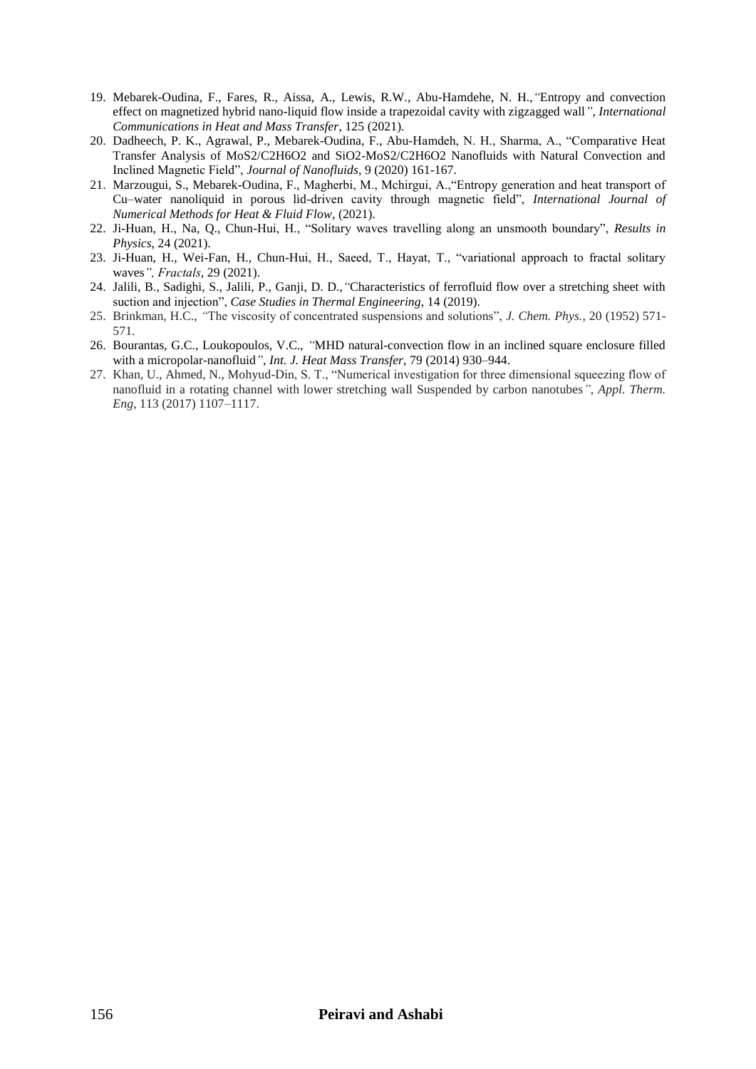19. Mebarek-Oudina, F., Fares, R., Aissa, A., Lewis, R.W., Abu-Hamdehe, N. H.,*"*Entropy and convection effect on magnetized hybrid nano-liquid flow inside a trapezoidal cavity with zigzagged wall*"*, *International Communications in Heat and Mass Transfer*, 125 (2021).
20. Dadheech, P. K., Agrawal, P., Mebarek-Oudina, F., Abu-Hamdeh, N. H., Sharma, A., "Comparative Heat Transfer Analysis of MoS2/C2H6O2 and SiO2-MoS2/C2H6O2 Nanofluids with Natural Convection and Inclined Magnetic Field", *Journal of Nanofluids*, 9 (2020) 161-167.
21. Marzougui, S., Mebarek-Oudina, F., Magherbi, M., Mchirgui, A.,"Entropy generation and heat transport of Cu–water nanoliquid in porous lid-driven cavity through magnetic field", *International Journal of Numerical Methods for Heat & Fluid Flow*, (2021).
22. Ji-Huan, H., Na, Q., Chun-Hui, H., "Solitary waves travelling along an unsmooth boundary", *Results in Physics*, 24 (2021).
23. Ji-Huan, H., Wei-Fan, H., Chun-Hui, H., Saeed, T., Hayat, T., "variational approach to fractal solitary waves*", Fractals*, 29 (2021).
24. Jalili, B., Sadighi, S., Jalili, P., Ganji, D. D.,*"*Characteristics of ferrofluid flow over a stretching sheet with suction and injection", *Case Studies in Thermal Engineering*, 14 (2019).
25. Brinkman, H.C., *"*The viscosity of concentrated suspensions and solutions", *J. Chem. Phys.*, 20 (1952) 571-571.
26. Bourantas, G.C., Loukopoulos, V.C., *"*MHD natural-convection flow in an inclined square enclosure filled with a micropolar-nanofluid*"*, *Int. J. Heat Mass Transfer*, 79 (2014) 930–944.
27. Khan, U., Ahmed, N., Mohyud-Din, S. T., "Numerical investigation for three dimensional squeezing flow of nanofluid in a rotating channel with lower stretching wall Suspended by carbon nanotubes*"*, *Appl. Therm. Eng*, 113 (2017) 1107–1117.